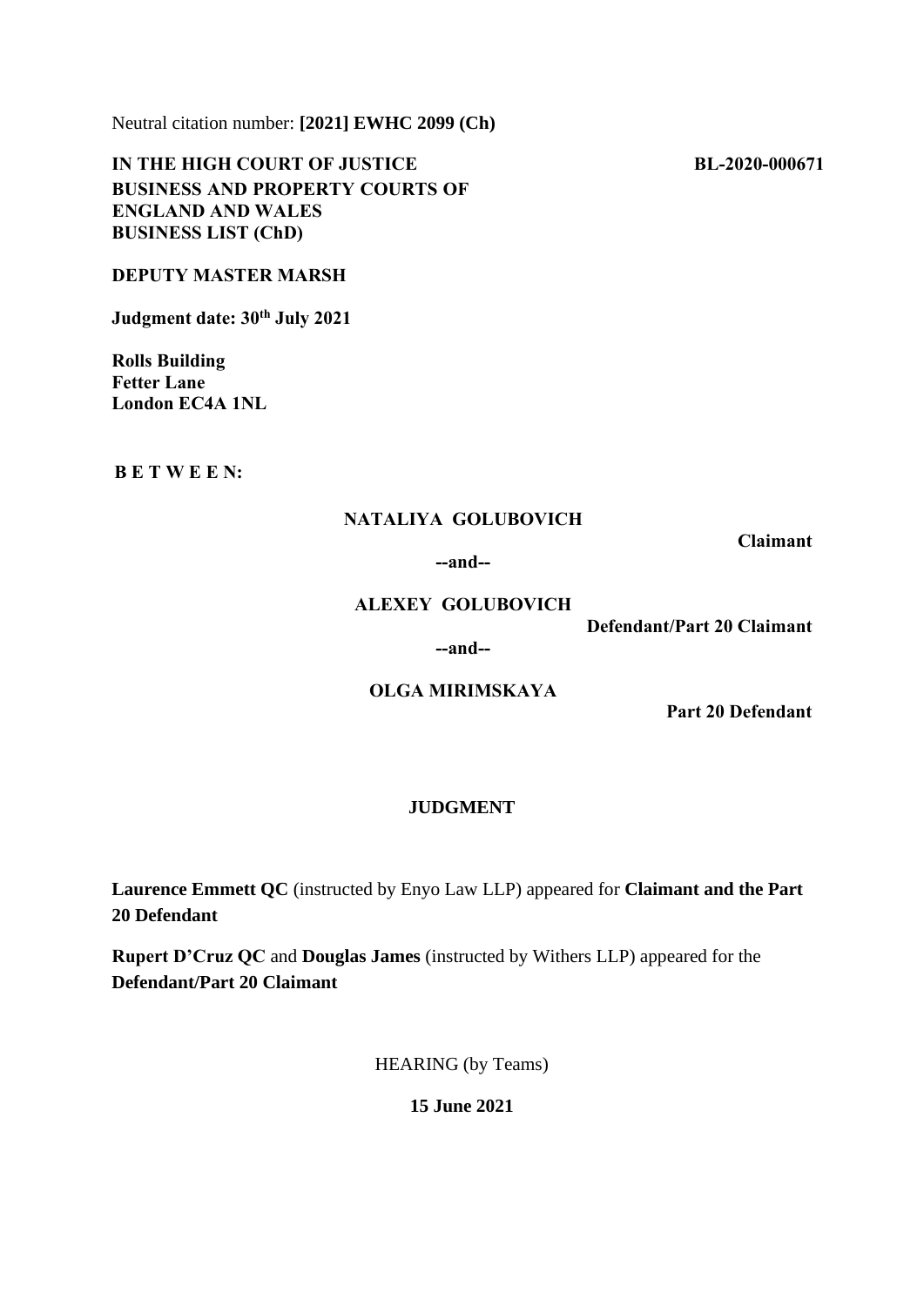Neutral citation number: **[2021] EWHC 2099 (Ch)**

**IN THE HIGH COURT OF JUSTICE** **BL-2020-000671**

**BUSINESS AND PROPERTY COURTS OF ENGLAND AND WALES**
**BUSINESS LIST (ChD)**

**DEPUTY MASTER MARSH**

**Judgment date: 30th July 2021**

**Rolls Building**
**Fetter Lane**
**London EC4A 1NL**

**B E T W E E N:**

**NATALIYA GOLUBOVICH**

**Claimant**

**--and--**

**ALEXEY GOLUBOVICH**

**Defendant/Part 20 Claimant**

**--and--**

**OLGA MIRIMSKAYA**

**Part 20 Defendant**

**JUDGMENT**

**Laurence Emmett QC** (instructed by Enyo Law LLP) appeared for **Claimant and the Part 20 Defendant**

**Rupert D'Cruz QC** and **Douglas James** (instructed by Withers LLP) appeared for the **Defendant/Part 20 Claimant**

HEARING (by Teams)

**15 June 2021**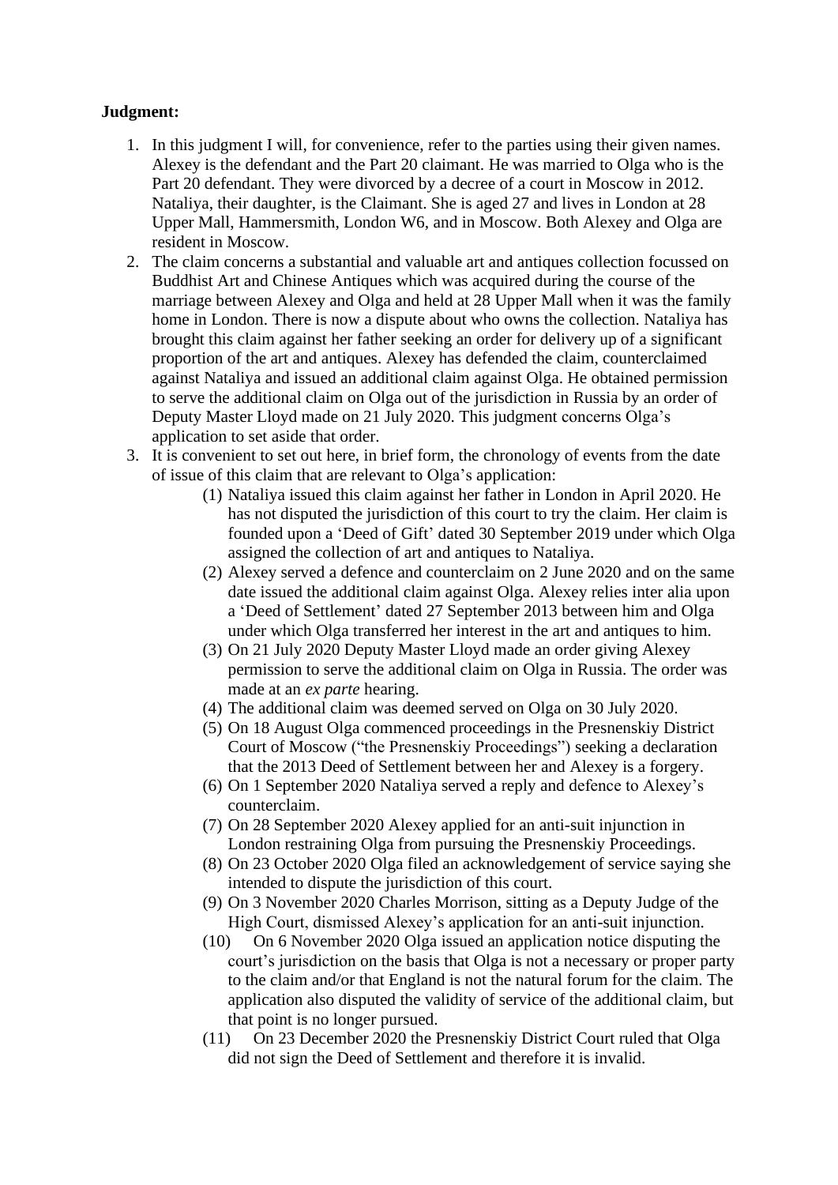**Judgment:**

1. In this judgment I will, for convenience, refer to the parties using their given names. Alexey is the defendant and the Part 20 claimant. He was married to Olga who is the Part 20 defendant. They were divorced by a decree of a court in Moscow in 2012. Nataliya, their daughter, is the Claimant. She is aged 27 and lives in London at 28 Upper Mall, Hammersmith, London W6, and in Moscow. Both Alexey and Olga are resident in Moscow.
2. The claim concerns a substantial and valuable art and antiques collection focussed on Buddhist Art and Chinese Antiques which was acquired during the course of the marriage between Alexey and Olga and held at 28 Upper Mall when it was the family home in London. There is now a dispute about who owns the collection. Nataliya has brought this claim against her father seeking an order for delivery up of a significant proportion of the art and antiques. Alexey has defended the claim, counterclaimed against Nataliya and issued an additional claim against Olga. He obtained permission to serve the additional claim on Olga out of the jurisdiction in Russia by an order of Deputy Master Lloyd made on 21 July 2020. This judgment concerns Olga's application to set aside that order.
3. It is convenient to set out here, in brief form, the chronology of events from the date of issue of this claim that are relevant to Olga's application:
    (1) Nataliya issued this claim against her father in London in April 2020. He has not disputed the jurisdiction of this court to try the claim. Her claim is founded upon a 'Deed of Gift' dated 30 September 2019 under which Olga assigned the collection of art and antiques to Nataliya.
    (2) Alexey served a defence and counterclaim on 2 June 2020 and on the same date issued the additional claim against Olga. Alexey relies inter alia upon a 'Deed of Settlement' dated 27 September 2013 between him and Olga under which Olga transferred her interest in the art and antiques to him.
    (3) On 21 July 2020 Deputy Master Lloyd made an order giving Alexey permission to serve the additional claim on Olga in Russia. The order was made at an *ex parte* hearing.
    (4) The additional claim was deemed served on Olga on 30 July 2020.
    (5) On 18 August Olga commenced proceedings in the Presnenskiy District Court of Moscow ("the Presnenskiy Proceedings") seeking a declaration that the 2013 Deed of Settlement between her and Alexey is a forgery.
    (6) On 1 September 2020 Nataliya served a reply and defence to Alexey's counterclaim.
    (7) On 28 September 2020 Alexey applied for an anti-suit injunction in London restraining Olga from pursuing the Presnenskiy Proceedings.
    (8) On 23 October 2020 Olga filed an acknowledgement of service saying she intended to dispute the jurisdiction of this court.
    (9) On 3 November 2020 Charles Morrison, sitting as a Deputy Judge of the High Court, dismissed Alexey's application for an anti-suit injunction.
    (10) On 6 November 2020 Olga issued an application notice disputing the court's jurisdiction on the basis that Olga is not a necessary or proper party to the claim and/or that England is not the natural forum for the claim. The application also disputed the validity of service of the additional claim, but that point is no longer pursued.
    (11) On 23 December 2020 the Presnenskiy District Court ruled that Olga did not sign the Deed of Settlement and therefore it is invalid.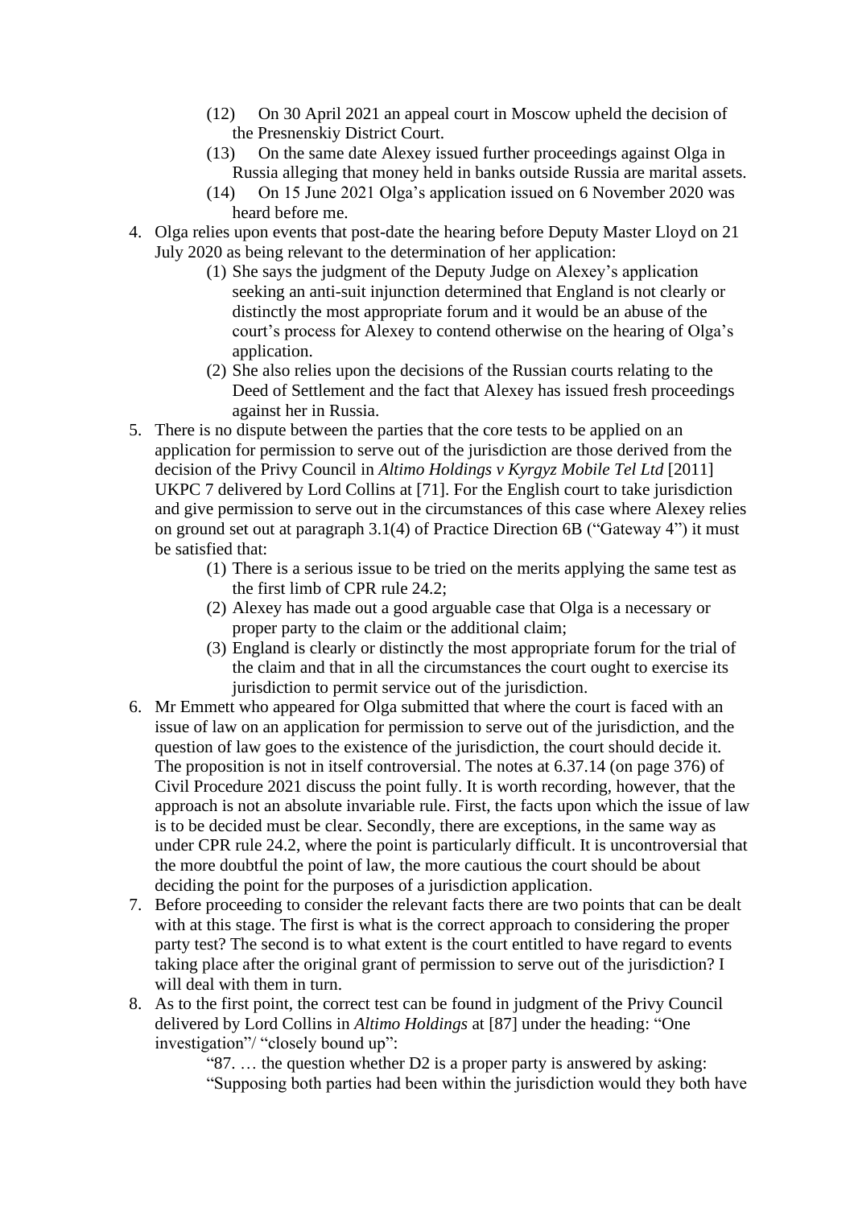(12) On 30 April 2021 an appeal court in Moscow upheld the decision of the Presnenskiy District Court.

(13) On the same date Alexey issued further proceedings against Olga in Russia alleging that money held in banks outside Russia are marital assets.

(14) On 15 June 2021 Olga's application issued on 6 November 2020 was heard before me.

4. Olga relies upon events that post-date the hearing before Deputy Master Lloyd on 21 July 2020 as being relevant to the determination of her application:
   (1) She says the judgment of the Deputy Judge on Alexey's application seeking an anti-suit injunction determined that England is not clearly or distinctly the most appropriate forum and it would be an abuse of the court's process for Alexey to contend otherwise on the hearing of Olga's application.
   (2) She also relies upon the decisions of the Russian courts relating to the Deed of Settlement and the fact that Alexey has issued fresh proceedings against her in Russia.

5. There is no dispute between the parties that the core tests to be applied on an application for permission to serve out of the jurisdiction are those derived from the decision of the Privy Council in *Altimo Holdings v Kyrgyz Mobile Tel Ltd* [2011] UKPC 7 delivered by Lord Collins at [71]. For the English court to take jurisdiction and give permission to serve out in the circumstances of this case where Alexey relies on ground set out at paragraph 3.1(4) of Practice Direction 6B ("Gateway 4") it must be satisfied that:
   (1) There is a serious issue to be tried on the merits applying the same test as the first limb of CPR rule 24.2;
   (2) Alexey has made out a good arguable case that Olga is a necessary or proper party to the claim or the additional claim;
   (3) England is clearly or distinctly the most appropriate forum for the trial of the claim and that in all the circumstances the court ought to exercise its jurisdiction to permit service out of the jurisdiction.

6. Mr Emmett who appeared for Olga submitted that where the court is faced with an issue of law on an application for permission to serve out of the jurisdiction, and the question of law goes to the existence of the jurisdiction, the court should decide it. The proposition is not in itself controversial. The notes at 6.37.14 (on page 376) of Civil Procedure 2021 discuss the point fully. It is worth recording, however, that the approach is not an absolute invariable rule. First, the facts upon which the issue of law is to be decided must be clear. Secondly, there are exceptions, in the same way as under CPR rule 24.2, where the point is particularly difficult. It is uncontroversial that the more doubtful the point of law, the more cautious the court should be about deciding the point for the purposes of a jurisdiction application.

7. Before proceeding to consider the relevant facts there are two points that can be dealt with at this stage. The first is what is the correct approach to considering the proper party test? The second is to what extent is the court entitled to have regard to events taking place after the original grant of permission to serve out of the jurisdiction? I will deal with them in turn.

8. As to the first point, the correct test can be found in judgment of the Privy Council delivered by Lord Collins in *Altimo Holdings* at [87] under the heading: "One investigation"/ "closely bound up":

   "87. … the question whether D2 is a proper party is answered by asking: "Supposing both parties had been within the jurisdiction would they both have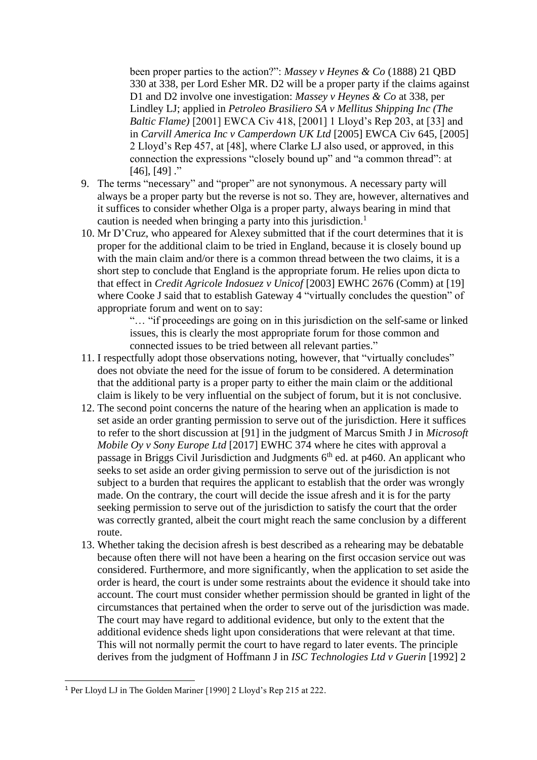> been proper parties to the action?": *Massey v Heynes & Co* (1888) 21 QBD 330 at 338, per Lord Esher MR. D2 will be a proper party if the claims against D1 and D2 involve one investigation: *Massey v Heynes & Co* at 338, per Lindley LJ; applied in *Petroleo Brasiliero SA v Mellitus Shipping Inc (The Baltic Flame)* [2001] EWCA Civ 418, [2001] 1 Lloyd's Rep 203, at [33] and in *Carvill America Inc v Camperdown UK Ltd* [2005] EWCA Civ 645, [2005] 2 Lloyd's Rep 457, at [48], where Clarke LJ also used, or approved, in this connection the expressions "closely bound up" and "a common thread": at [46], [49] ."

9. The terms "necessary" and "proper" are not synonymous. A necessary party will always be a proper party but the reverse is not so. They are, however, alternatives and it suffices to consider whether Olga is a proper party, always bearing in mind that caution is needed when bringing a party into this jurisdiction.[1]
10. Mr D'Cruz, who appeared for Alexey submitted that if the court determines that it is proper for the additional claim to be tried in England, because it is closely bound up with the main claim and/or there is a common thread between the two claims, it is a short step to conclude that England is the appropriate forum. He relies upon dicta to that effect in *Credit Agricole Indosuez v Unicof* [2003] EWHC 2676 (Comm) at [19] where Cooke J said that to establish Gateway 4 "virtually concludes the question" of appropriate forum and went on to say:

    > "… "if proceedings are going on in this jurisdiction on the self-same or linked issues, this is clearly the most appropriate forum for those common and connected issues to be tried between all relevant parties."

11. I respectfully adopt those observations noting, however, that "virtually concludes" does not obviate the need for the issue of forum to be considered. A determination that the additional party is a proper party to either the main claim or the additional claim is likely to be very influential on the subject of forum, but it is not conclusive.
12. The second point concerns the nature of the hearing when an application is made to set aside an order granting permission to serve out of the jurisdiction. Here it suffices to refer to the short discussion at [91] in the judgment of Marcus Smith J in *Microsoft Mobile Oy v Sony Europe Ltd* [2017] EWHC 374 where he cites with approval a passage in Briggs Civil Jurisdiction and Judgments 6th ed. at p460. An applicant who seeks to set aside an order giving permission to serve out of the jurisdiction is not subject to a burden that requires the applicant to establish that the order was wrongly made. On the contrary, the court will decide the issue afresh and it is for the party seeking permission to serve out of the jurisdiction to satisfy the court that the order was correctly granted, albeit the court might reach the same conclusion by a different route.
13. Whether taking the decision afresh is best described as a rehearing may be debatable because often there will not have been a hearing on the first occasion service out was considered. Furthermore, and more significantly, when the application to set aside the order is heard, the court is under some restraints about the evidence it should take into account. The court must consider whether permission should be granted in light of the circumstances that pertained when the order to serve out of the jurisdiction was made. The court may have regard to additional evidence, but only to the extent that the additional evidence sheds light upon considerations that were relevant at that time. This will not normally permit the court to have regard to later events. The principle derives from the judgment of Hoffmann J in *ISC Technologies Ltd v Guerin* [1992] 2

---

[1] Per Lloyd LJ in The Golden Mariner [1990] 2 Lloyd's Rep 215 at 222.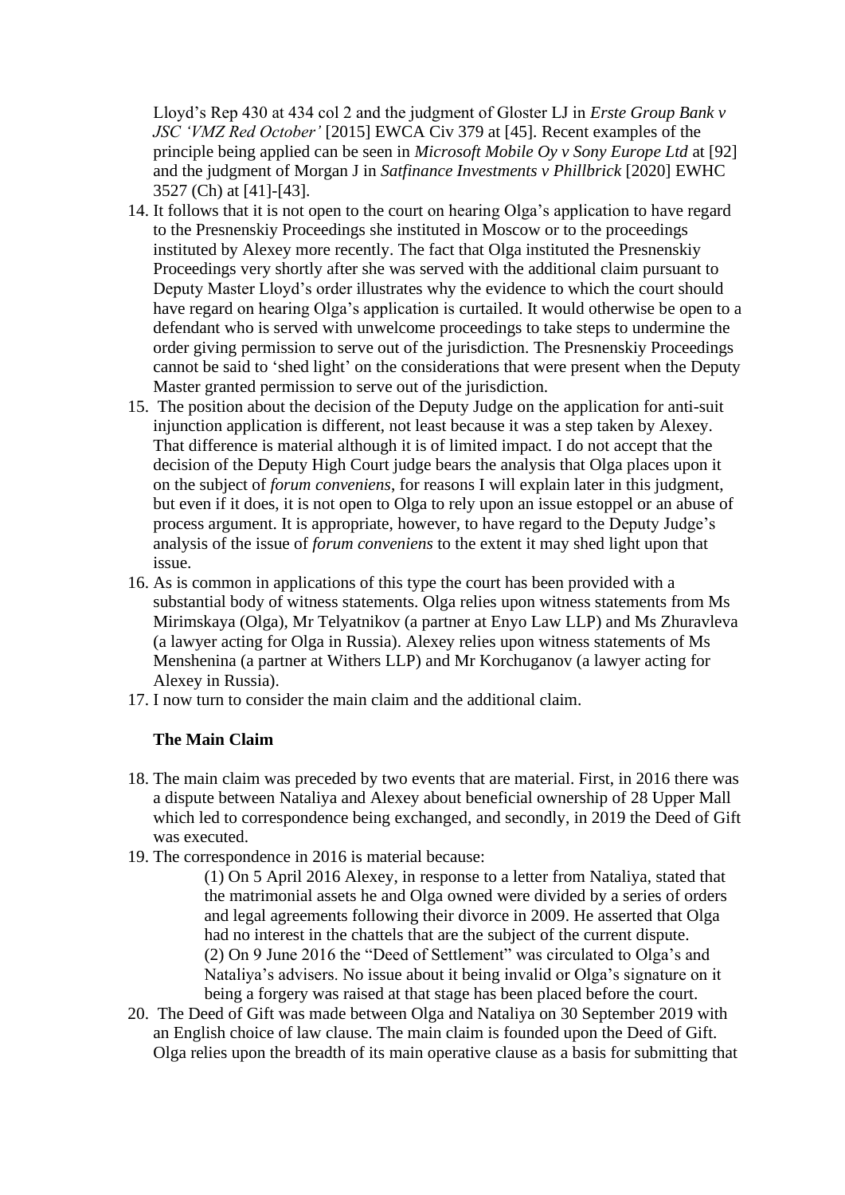Lloyd's Rep 430 at 434 col 2 and the judgment of Gloster LJ in *Erste Group Bank v JSC 'VMZ Red October'* [2015] EWCA Civ 379 at [45]. Recent examples of the principle being applied can be seen in *Microsoft Mobile Oy v Sony Europe Ltd* at [92] and the judgment of Morgan J in *Satfinance Investments v Phillbrick* [2020] EWHC 3527 (Ch) at [41]-[43].

14. It follows that it is not open to the court on hearing Olga's application to have regard to the Presnenskiy Proceedings she instituted in Moscow or to the proceedings instituted by Alexey more recently. The fact that Olga instituted the Presnenskiy Proceedings very shortly after she was served with the additional claim pursuant to Deputy Master Lloyd's order illustrates why the evidence to which the court should have regard on hearing Olga's application is curtailed. It would otherwise be open to a defendant who is served with unwelcome proceedings to take steps to undermine the order giving permission to serve out of the jurisdiction. The Presnenskiy Proceedings cannot be said to 'shed light' on the considerations that were present when the Deputy Master granted permission to serve out of the jurisdiction.
15. The position about the decision of the Deputy Judge on the application for anti-suit injunction application is different, not least because it was a step taken by Alexey. That difference is material although it is of limited impact. I do not accept that the decision of the Deputy High Court judge bears the analysis that Olga places upon it on the subject of *forum conveniens*, for reasons I will explain later in this judgment, but even if it does, it is not open to Olga to rely upon an issue estoppel or an abuse of process argument. It is appropriate, however, to have regard to the Deputy Judge's analysis of the issue of *forum conveniens* to the extent it may shed light upon that issue.
16. As is common in applications of this type the court has been provided with a substantial body of witness statements. Olga relies upon witness statements from Ms Mirimskaya (Olga), Mr Telyatnikov (a partner at Enyo Law LLP) and Ms Zhuravleva (a lawyer acting for Olga in Russia). Alexey relies upon witness statements of Ms Menshenina (a partner at Withers LLP) and Mr Korchuganov (a lawyer acting for Alexey in Russia).
17. I now turn to consider the main claim and the additional claim.

**The Main Claim**

18. The main claim was preceded by two events that are material. First, in 2016 there was a dispute between Nataliya and Alexey about beneficial ownership of 28 Upper Mall which led to correspondence being exchanged, and secondly, in 2019 the Deed of Gift was executed.
19. The correspondence in 2016 is material because:

    (1) On 5 April 2016 Alexey, in response to a letter from Nataliya, stated that the matrimonial assets he and Olga owned were divided by a series of orders and legal agreements following their divorce in 2009. He asserted that Olga had no interest in the chattels that are the subject of the current dispute.

    (2) On 9 June 2016 the "Deed of Settlement" was circulated to Olga's and Nataliya's advisers. No issue about it being invalid or Olga's signature on it being a forgery was raised at that stage has been placed before the court.

20. The Deed of Gift was made between Olga and Nataliya on 30 September 2019 with an English choice of law clause. The main claim is founded upon the Deed of Gift. Olga relies upon the breadth of its main operative clause as a basis for submitting that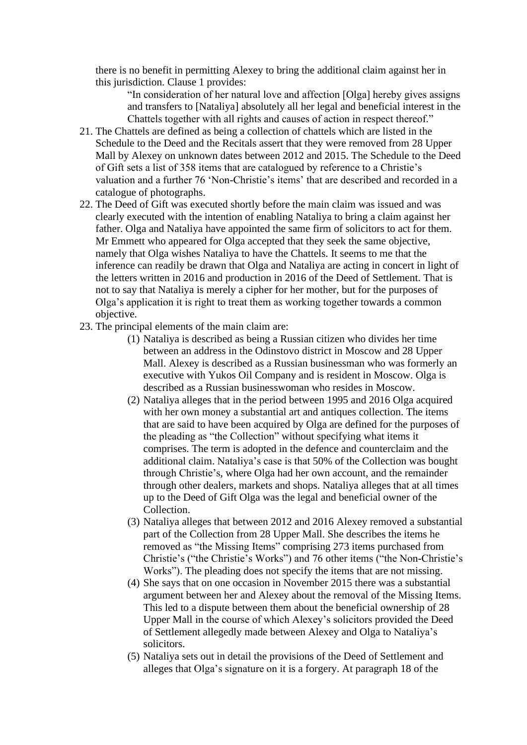there is no benefit in permitting Alexey to bring the additional claim against her in this jurisdiction. Clause 1 provides:

> "In consideration of her natural love and affection [Olga] hereby gives assigns and transfers to [Nataliya] absolutely all her legal and beneficial interest in the Chattels together with all rights and causes of action in respect thereof."

21. The Chattels are defined as being a collection of chattels which are listed in the Schedule to the Deed and the Recitals assert that they were removed from 28 Upper Mall by Alexey on unknown dates between 2012 and 2015. The Schedule to the Deed of Gift sets a list of 358 items that are catalogued by reference to a Christie's valuation and a further 76 'Non-Christie's items' that are described and recorded in a catalogue of photographs.
22. The Deed of Gift was executed shortly before the main claim was issued and was clearly executed with the intention of enabling Nataliya to bring a claim against her father. Olga and Nataliya have appointed the same firm of solicitors to act for them. Mr Emmett who appeared for Olga accepted that they seek the same objective, namely that Olga wishes Nataliya to have the Chattels. It seems to me that the inference can readily be drawn that Olga and Nataliya are acting in concert in light of the letters written in 2016 and production in 2016 of the Deed of Settlement. That is not to say that Nataliya is merely a cipher for her mother, but for the purposes of Olga's application it is right to treat them as working together towards a common objective.
23. The principal elements of the main claim are:
    1. (1) Nataliya is described as being a Russian citizen who divides her time between an address in the Odinstovo district in Moscow and 28 Upper Mall. Alexey is described as a Russian businessman who was formerly an executive with Yukos Oil Company and is resident in Moscow. Olga is described as a Russian businesswoman who resides in Moscow.
    2. (2) Nataliya alleges that in the period between 1995 and 2016 Olga acquired with her own money a substantial art and antiques collection. The items that are said to have been acquired by Olga are defined for the purposes of the pleading as "the Collection" without specifying what items it comprises. The term is adopted in the defence and counterclaim and the additional claim. Nataliya's case is that 50% of the Collection was bought through Christie's, where Olga had her own account, and the remainder through other dealers, markets and shops. Nataliya alleges that at all times up to the Deed of Gift Olga was the legal and beneficial owner of the Collection.
    3. (3) Nataliya alleges that between 2012 and 2016 Alexey removed a substantial part of the Collection from 28 Upper Mall. She describes the items he removed as "the Missing Items" comprising 273 items purchased from Christie's ("the Christie's Works") and 76 other items ("the Non-Christie's Works"). The pleading does not specify the items that are not missing.
    4. (4) She says that on one occasion in November 2015 there was a substantial argument between her and Alexey about the removal of the Missing Items. This led to a dispute between them about the beneficial ownership of 28 Upper Mall in the course of which Alexey's solicitors provided the Deed of Settlement allegedly made between Alexey and Olga to Nataliya's solicitors.
    5. (5) Nataliya sets out in detail the provisions of the Deed of Settlement and alleges that Olga's signature on it is a forgery. At paragraph 18 of the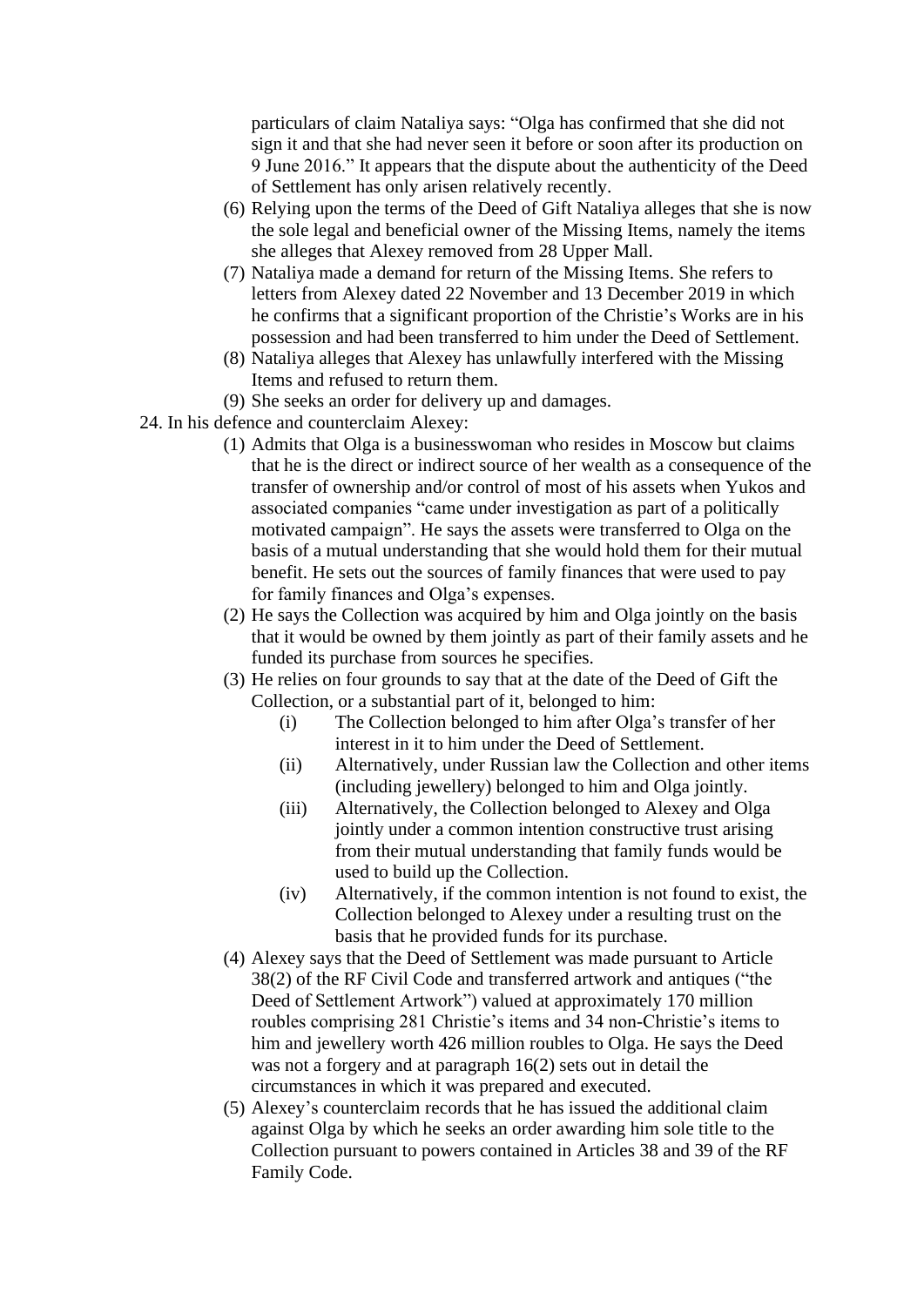particulars of claim Nataliya says: "Olga has confirmed that she did not sign it and that she had never seen it before or soon after its production on 9 June 2016." It appears that the dispute about the authenticity of the Deed of Settlement has only arisen relatively recently.

(6) Relying upon the terms of the Deed of Gift Nataliya alleges that she is now the sole legal and beneficial owner of the Missing Items, namely the items she alleges that Alexey removed from 28 Upper Mall.

(7) Nataliya made a demand for return of the Missing Items. She refers to letters from Alexey dated 22 November and 13 December 2019 in which he confirms that a significant proportion of the Christie's Works are in his possession and had been transferred to him under the Deed of Settlement.

(8) Nataliya alleges that Alexey has unlawfully interfered with the Missing Items and refused to return them.

(9) She seeks an order for delivery up and damages.

24. In his defence and counterclaim Alexey:

(1) Admits that Olga is a businesswoman who resides in Moscow but claims that he is the direct or indirect source of her wealth as a consequence of the transfer of ownership and/or control of most of his assets when Yukos and associated companies "came under investigation as part of a politically motivated campaign". He says the assets were transferred to Olga on the basis of a mutual understanding that she would hold them for their mutual benefit. He sets out the sources of family finances that were used to pay for family finances and Olga's expenses.

(2) He says the Collection was acquired by him and Olga jointly on the basis that it would be owned by them jointly as part of their family assets and he funded its purchase from sources he specifies.

(3) He relies on four grounds to say that at the date of the Deed of Gift the Collection, or a substantial part of it, belonged to him:

  (i) The Collection belonged to him after Olga's transfer of her interest in it to him under the Deed of Settlement.

  (ii) Alternatively, under Russian law the Collection and other items (including jewellery) belonged to him and Olga jointly.

  (iii) Alternatively, the Collection belonged to Alexey and Olga jointly under a common intention constructive trust arising from their mutual understanding that family funds would be used to build up the Collection.

  (iv) Alternatively, if the common intention is not found to exist, the Collection belonged to Alexey under a resulting trust on the basis that he provided funds for its purchase.

(4) Alexey says that the Deed of Settlement was made pursuant to Article 38(2) of the RF Civil Code and transferred artwork and antiques ("the Deed of Settlement Artwork") valued at approximately 170 million roubles comprising 281 Christie's items and 34 non-Christie's items to him and jewellery worth 426 million roubles to Olga. He says the Deed was not a forgery and at paragraph 16(2) sets out in detail the circumstances in which it was prepared and executed.

(5) Alexey's counterclaim records that he has issued the additional claim against Olga by which he seeks an order awarding him sole title to the Collection pursuant to powers contained in Articles 38 and 39 of the RF Family Code.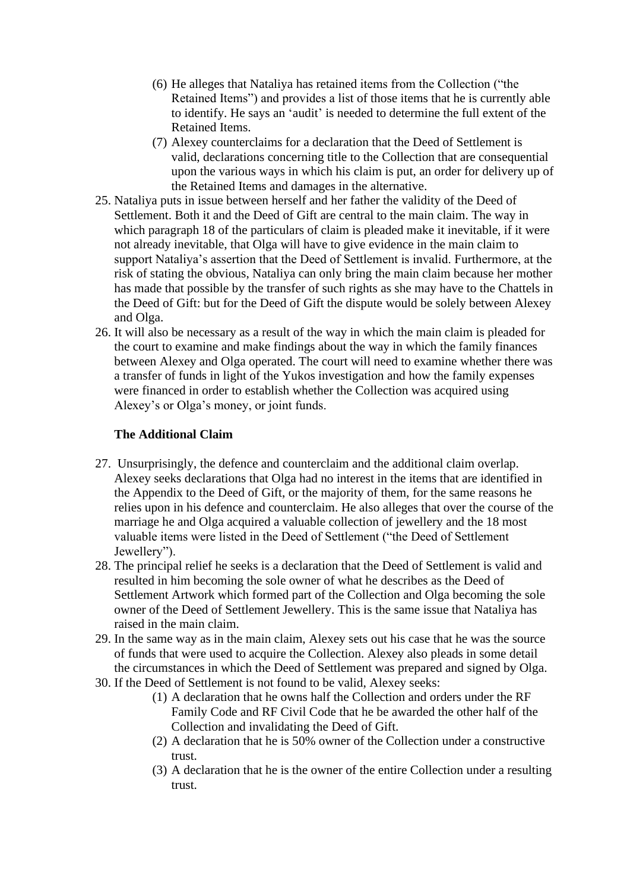(6) He alleges that Nataliya has retained items from the Collection ("the Retained Items") and provides a list of those items that he is currently able to identify. He says an 'audit' is needed to determine the full extent of the Retained Items.

(7) Alexey counterclaims for a declaration that the Deed of Settlement is valid, declarations concerning title to the Collection that are consequential upon the various ways in which his claim is put, an order for delivery up of the Retained Items and damages in the alternative.

25. Nataliya puts in issue between herself and her father the validity of the Deed of Settlement. Both it and the Deed of Gift are central to the main claim. The way in which paragraph 18 of the particulars of claim is pleaded make it inevitable, if it were not already inevitable, that Olga will have to give evidence in the main claim to support Nataliya's assertion that the Deed of Settlement is invalid. Furthermore, at the risk of stating the obvious, Nataliya can only bring the main claim because her mother has made that possible by the transfer of such rights as she may have to the Chattels in the Deed of Gift: but for the Deed of Gift the dispute would be solely between Alexey and Olga.

26. It will also be necessary as a result of the way in which the main claim is pleaded for the court to examine and make findings about the way in which the family finances between Alexey and Olga operated. The court will need to examine whether there was a transfer of funds in light of the Yukos investigation and how the family expenses were financed in order to establish whether the Collection was acquired using Alexey's or Olga's money, or joint funds.

**The Additional Claim**

27. Unsurprisingly, the defence and counterclaim and the additional claim overlap. Alexey seeks declarations that Olga had no interest in the items that are identified in the Appendix to the Deed of Gift, or the majority of them, for the same reasons he relies upon in his defence and counterclaim. He also alleges that over the course of the marriage he and Olga acquired a valuable collection of jewellery and the 18 most valuable items were listed in the Deed of Settlement ("the Deed of Settlement Jewellery").

28. The principal relief he seeks is a declaration that the Deed of Settlement is valid and resulted in him becoming the sole owner of what he describes as the Deed of Settlement Artwork which formed part of the Collection and Olga becoming the sole owner of the Deed of Settlement Jewellery. This is the same issue that Nataliya has raised in the main claim.

29. In the same way as in the main claim, Alexey sets out his case that he was the source of funds that were used to acquire the Collection. Alexey also pleads in some detail the circumstances in which the Deed of Settlement was prepared and signed by Olga.

30. If the Deed of Settlement is not found to be valid, Alexey seeks:

(1) A declaration that he owns half the Collection and orders under the RF Family Code and RF Civil Code that he be awarded the other half of the Collection and invalidating the Deed of Gift.

(2) A declaration that he is 50% owner of the Collection under a constructive trust.

(3) A declaration that he is the owner of the entire Collection under a resulting trust.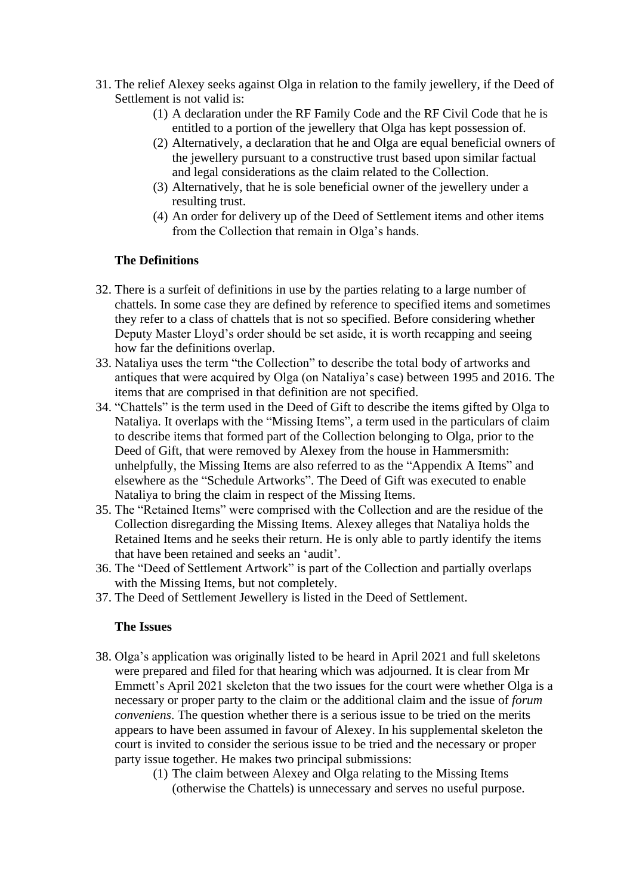31. The relief Alexey seeks against Olga in relation to the family jewellery, if the Deed of Settlement is not valid is:

    (1) A declaration under the RF Family Code and the RF Civil Code that he is entitled to a portion of the jewellery that Olga has kept possession of.

    (2) Alternatively, a declaration that he and Olga are equal beneficial owners of the jewellery pursuant to a constructive trust based upon similar factual and legal considerations as the claim related to the Collection.

    (3) Alternatively, that he is sole beneficial owner of the jewellery under a resulting trust.

    (4) An order for delivery up of the Deed of Settlement items and other items from the Collection that remain in Olga's hands.

**The Definitions**

32. There is a surfeit of definitions in use by the parties relating to a large number of chattels. In some case they are defined by reference to specified items and sometimes they refer to a class of chattels that is not so specified. Before considering whether Deputy Master Lloyd's order should be set aside, it is worth recapping and seeing how far the definitions overlap.

33. Nataliya uses the term "the Collection" to describe the total body of artworks and antiques that were acquired by Olga (on Nataliya's case) between 1995 and 2016. The items that are comprised in that definition are not specified.

34. "Chattels" is the term used in the Deed of Gift to describe the items gifted by Olga to Nataliya. It overlaps with the "Missing Items", a term used in the particulars of claim to describe items that formed part of the Collection belonging to Olga, prior to the Deed of Gift, that were removed by Alexey from the house in Hammersmith: unhelpfully, the Missing Items are also referred to as the "Appendix A Items" and elsewhere as the "Schedule Artworks". The Deed of Gift was executed to enable Nataliya to bring the claim in respect of the Missing Items.

35. The "Retained Items" were comprised with the Collection and are the residue of the Collection disregarding the Missing Items. Alexey alleges that Nataliya holds the Retained Items and he seeks their return. He is only able to partly identify the items that have been retained and seeks an 'audit'.

36. The "Deed of Settlement Artwork" is part of the Collection and partially overlaps with the Missing Items, but not completely.

37. The Deed of Settlement Jewellery is listed in the Deed of Settlement.

**The Issues**

38. Olga's application was originally listed to be heard in April 2021 and full skeletons were prepared and filed for that hearing which was adjourned. It is clear from Mr Emmett's April 2021 skeleton that the two issues for the court were whether Olga is a necessary or proper party to the claim or the additional claim and the issue of *forum conveniens*. The question whether there is a serious issue to be tried on the merits appears to have been assumed in favour of Alexey. In his supplemental skeleton the court is invited to consider the serious issue to be tried and the necessary or proper party issue together. He makes two principal submissions:

    (1) The claim between Alexey and Olga relating to the Missing Items (otherwise the Chattels) is unnecessary and serves no useful purpose.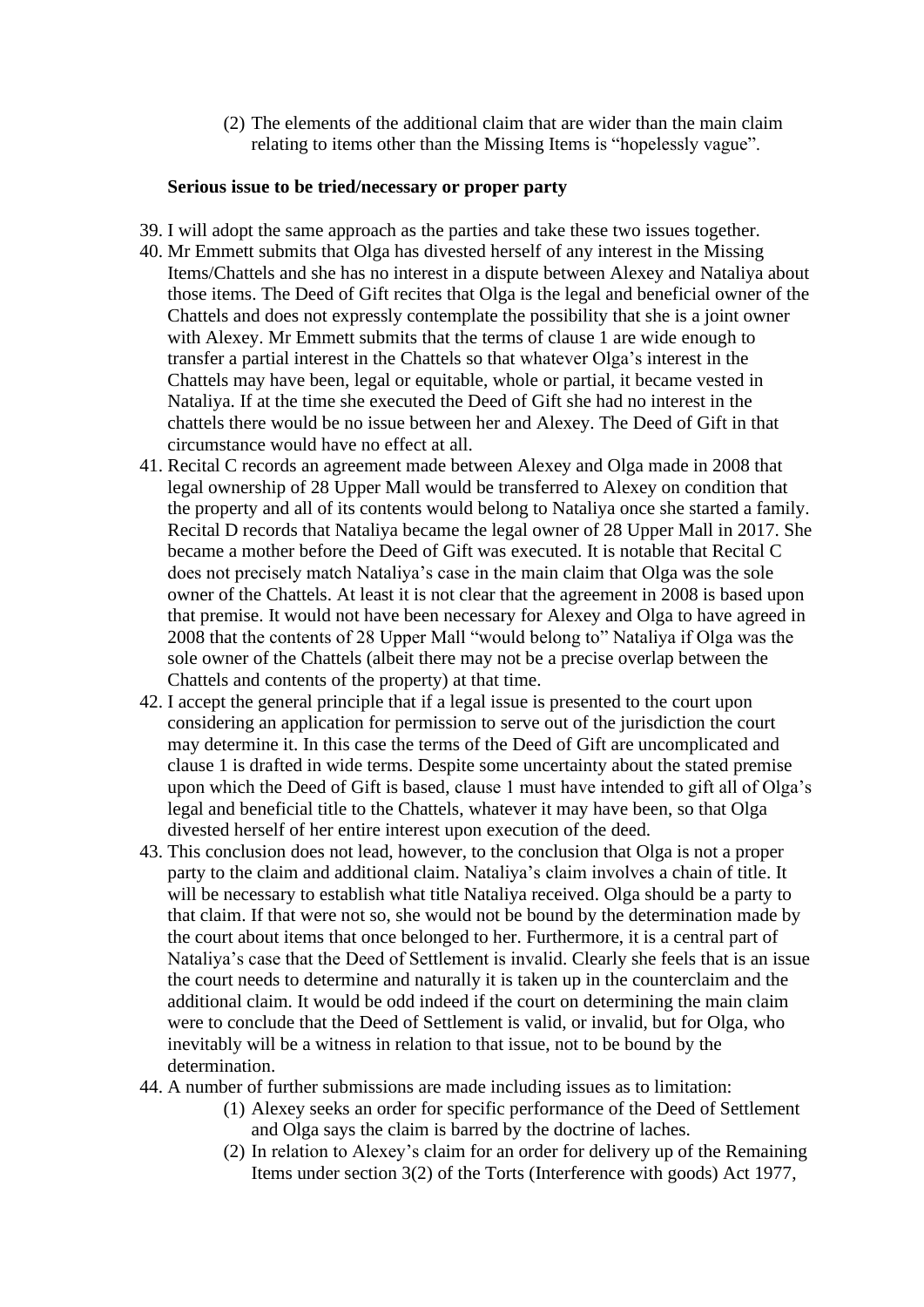(2) The elements of the additional claim that are wider than the main claim relating to items other than the Missing Items is "hopelessly vague".

**Serious issue to be tried/necessary or proper party**

39. I will adopt the same approach as the parties and take these two issues together.
40. Mr Emmett submits that Olga has divested herself of any interest in the Missing Items/Chattels and she has no interest in a dispute between Alexey and Nataliya about those items. The Deed of Gift recites that Olga is the legal and beneficial owner of the Chattels and does not expressly contemplate the possibility that she is a joint owner with Alexey. Mr Emmett submits that the terms of clause 1 are wide enough to transfer a partial interest in the Chattels so that whatever Olga's interest in the Chattels may have been, legal or equitable, whole or partial, it became vested in Nataliya. If at the time she executed the Deed of Gift she had no interest in the chattels there would be no issue between her and Alexey. The Deed of Gift in that circumstance would have no effect at all.
41. Recital C records an agreement made between Alexey and Olga made in 2008 that legal ownership of 28 Upper Mall would be transferred to Alexey on condition that the property and all of its contents would belong to Nataliya once she started a family. Recital D records that Nataliya became the legal owner of 28 Upper Mall in 2017. She became a mother before the Deed of Gift was executed. It is notable that Recital C does not precisely match Nataliya's case in the main claim that Olga was the sole owner of the Chattels. At least it is not clear that the agreement in 2008 is based upon that premise. It would not have been necessary for Alexey and Olga to have agreed in 2008 that the contents of 28 Upper Mall "would belong to" Nataliya if Olga was the sole owner of the Chattels (albeit there may not be a precise overlap between the Chattels and contents of the property) at that time.
42. I accept the general principle that if a legal issue is presented to the court upon considering an application for permission to serve out of the jurisdiction the court may determine it. In this case the terms of the Deed of Gift are uncomplicated and clause 1 is drafted in wide terms. Despite some uncertainty about the stated premise upon which the Deed of Gift is based, clause 1 must have intended to gift all of Olga's legal and beneficial title to the Chattels, whatever it may have been, so that Olga divested herself of her entire interest upon execution of the deed.
43. This conclusion does not lead, however, to the conclusion that Olga is not a proper party to the claim and additional claim. Nataliya's claim involves a chain of title. It will be necessary to establish what title Nataliya received. Olga should be a party to that claim. If that were not so, she would not be bound by the determination made by the court about items that once belonged to her. Furthermore, it is a central part of Nataliya's case that the Deed of Settlement is invalid. Clearly she feels that is an issue the court needs to determine and naturally it is taken up in the counterclaim and the additional claim. It would be odd indeed if the court on determining the main claim were to conclude that the Deed of Settlement is valid, or invalid, but for Olga, who inevitably will be a witness in relation to that issue, not to be bound by the determination.
44. A number of further submissions are made including issues as to limitation:
    (1) Alexey seeks an order for specific performance of the Deed of Settlement and Olga says the claim is barred by the doctrine of laches.
    (2) In relation to Alexey's claim for an order for delivery up of the Remaining Items under section 3(2) of the Torts (Interference with goods) Act 1977,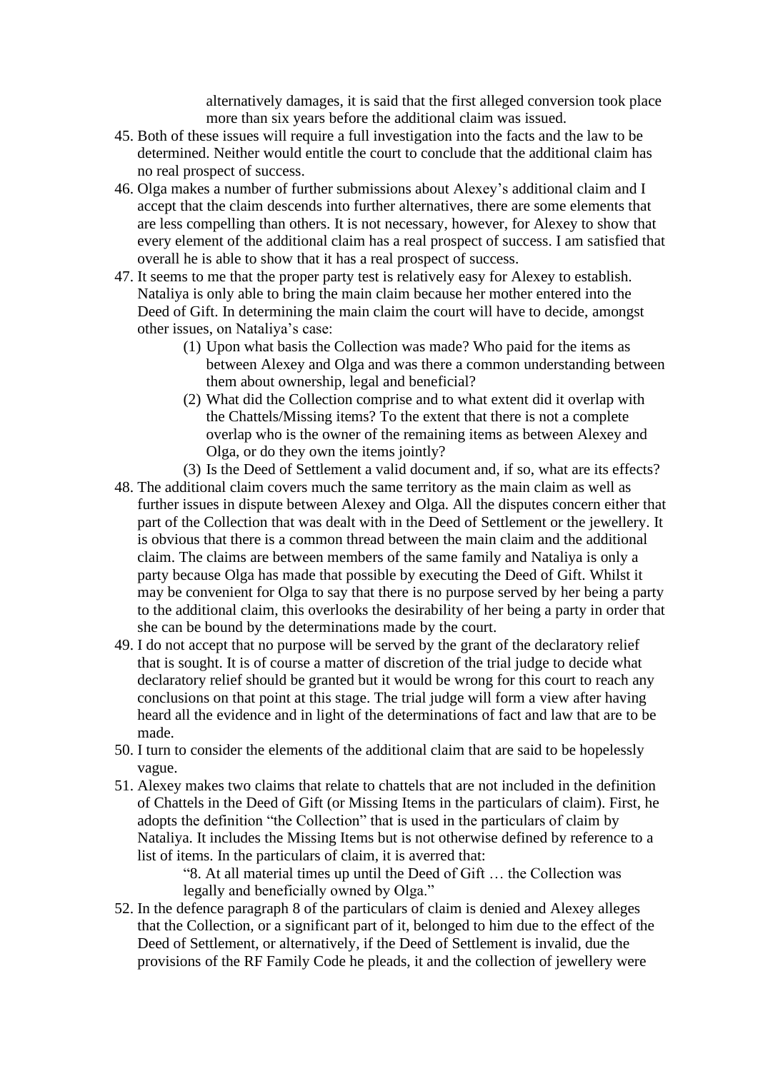alternatively damages, it is said that the first alleged conversion took place more than six years before the additional claim was issued.

45. Both of these issues will require a full investigation into the facts and the law to be determined. Neither would entitle the court to conclude that the additional claim has no real prospect of success.

46. Olga makes a number of further submissions about Alexey's additional claim and I accept that the claim descends into further alternatives, there are some elements that are less compelling than others. It is not necessary, however, for Alexey to show that every element of the additional claim has a real prospect of success. I am satisfied that overall he is able to show that it has a real prospect of success.

47. It seems to me that the proper party test is relatively easy for Alexey to establish. Nataliya is only able to bring the main claim because her mother entered into the Deed of Gift. In determining the main claim the court will have to decide, amongst other issues, on Nataliya's case:
    (1) Upon what basis the Collection was made? Who paid for the items as between Alexey and Olga and was there a common understanding between them about ownership, legal and beneficial?
    (2) What did the Collection comprise and to what extent did it overlap with the Chattels/Missing items? To the extent that there is not a complete overlap who is the owner of the remaining items as between Alexey and Olga, or do they own the items jointly?
    (3) Is the Deed of Settlement a valid document and, if so, what are its effects?

48. The additional claim covers much the same territory as the main claim as well as further issues in dispute between Alexey and Olga. All the disputes concern either that part of the Collection that was dealt with in the Deed of Settlement or the jewellery. It is obvious that there is a common thread between the main claim and the additional claim. The claims are between members of the same family and Nataliya is only a party because Olga has made that possible by executing the Deed of Gift. Whilst it may be convenient for Olga to say that there is no purpose served by her being a party to the additional claim, this overlooks the desirability of her being a party in order that she can be bound by the determinations made by the court.

49. I do not accept that no purpose will be served by the grant of the declaratory relief that is sought. It is of course a matter of discretion of the trial judge to decide what declaratory relief should be granted but it would be wrong for this court to reach any conclusions on that point at this stage. The trial judge will form a view after having heard all the evidence and in light of the determinations of fact and law that are to be made.

50. I turn to consider the elements of the additional claim that are said to be hopelessly vague.

51. Alexey makes two claims that relate to chattels that are not included in the definition of Chattels in the Deed of Gift (or Missing Items in the particulars of claim). First, he adopts the definition "the Collection" that is used in the particulars of claim by Nataliya. It includes the Missing Items but is not otherwise defined by reference to a list of items. In the particulars of claim, it is averred that:

    "8. At all material times up until the Deed of Gift … the Collection was legally and beneficially owned by Olga."

52. In the defence paragraph 8 of the particulars of claim is denied and Alexey alleges that the Collection, or a significant part of it, belonged to him due to the effect of the Deed of Settlement, or alternatively, if the Deed of Settlement is invalid, due the provisions of the RF Family Code he pleads, it and the collection of jewellery were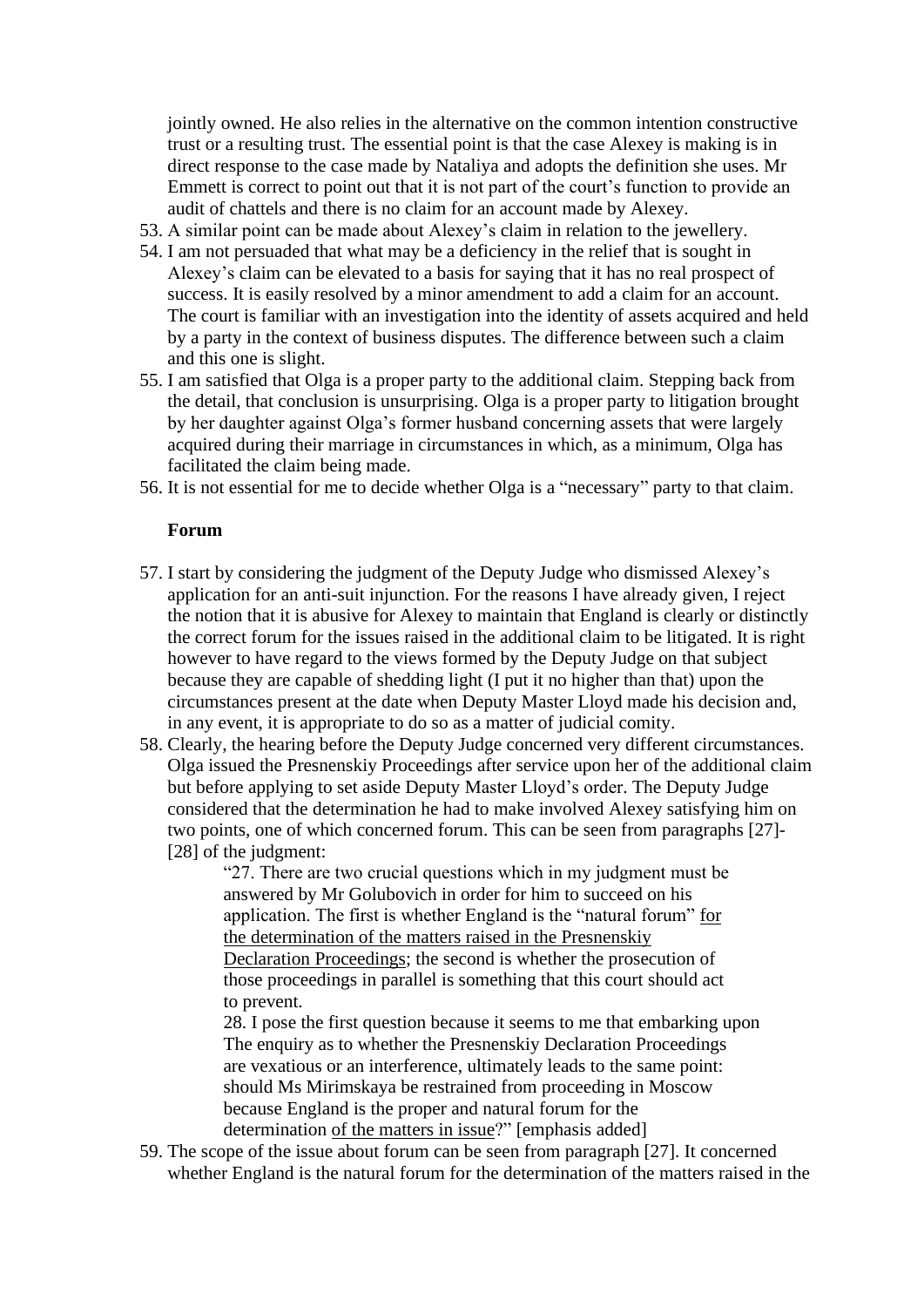jointly owned. He also relies in the alternative on the common intention constructive trust or a resulting trust. The essential point is that the case Alexey is making is in direct response to the case made by Nataliya and adopts the definition she uses. Mr Emmett is correct to point out that it is not part of the court's function to provide an audit of chattels and there is no claim for an account made by Alexey.

53. A similar point can be made about Alexey's claim in relation to the jewellery.
54. I am not persuaded that what may be a deficiency in the relief that is sought in Alexey's claim can be elevated to a basis for saying that it has no real prospect of success. It is easily resolved by a minor amendment to add a claim for an account. The court is familiar with an investigation into the identity of assets acquired and held by a party in the context of business disputes. The difference between such a claim and this one is slight.
55. I am satisfied that Olga is a proper party to the additional claim. Stepping back from the detail, that conclusion is unsurprising. Olga is a proper party to litigation brought by her daughter against Olga's former husband concerning assets that were largely acquired during their marriage in circumstances in which, as a minimum, Olga has facilitated the claim being made.
56. It is not essential for me to decide whether Olga is a "necessary" party to that claim.

**Forum**

57. I start by considering the judgment of the Deputy Judge who dismissed Alexey's application for an anti-suit injunction. For the reasons I have already given, I reject the notion that it is abusive for Alexey to maintain that England is clearly or distinctly the correct forum for the issues raised in the additional claim to be litigated. It is right however to have regard to the views formed by the Deputy Judge on that subject because they are capable of shedding light (I put it no higher than that) upon the circumstances present at the date when Deputy Master Lloyd made his decision and, in any event, it is appropriate to do so as a matter of judicial comity.
58. Clearly, the hearing before the Deputy Judge concerned very different circumstances. Olga issued the Presnenskiy Proceedings after service upon her of the additional claim but before applying to set aside Deputy Master Lloyd's order. The Deputy Judge considered that the determination he had to make involved Alexey satisfying him on two points, one of which concerned forum. This can be seen from paragraphs [27]-[28] of the judgment:

> "27. There are two crucial questions which in my judgment must be answered by Mr Golubovich in order for him to succeed on his application. The first is whether England is the "natural forum" for the determination of the matters raised in the Presnenskiy Declaration Proceedings; the second is whether the prosecution of those proceedings in parallel is something that this court should act to prevent.
>
> 28. I pose the first question because it seems to me that embarking upon The enquiry as to whether the Presnenskiy Declaration Proceedings are vexatious or an interference, ultimately leads to the same point: should Ms Mirimskaya be restrained from proceeding in Moscow because England is the proper and natural forum for the determination of the matters in issue?" [emphasis added]

59. The scope of the issue about forum can be seen from paragraph [27]. It concerned whether England is the natural forum for the determination of the matters raised in the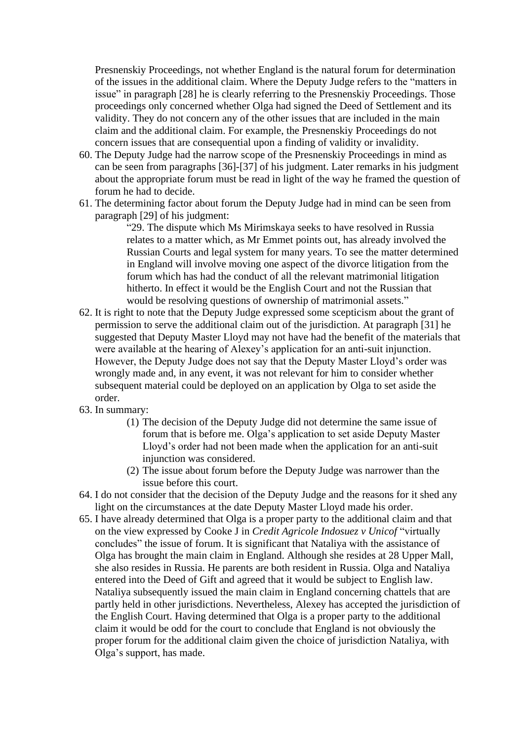Presnenskiy Proceedings, not whether England is the natural forum for determination of the issues in the additional claim. Where the Deputy Judge refers to the "matters in issue" in paragraph [28] he is clearly referring to the Presnenskiy Proceedings. Those proceedings only concerned whether Olga had signed the Deed of Settlement and its validity. They do not concern any of the other issues that are included in the main claim and the additional claim. For example, the Presnenskiy Proceedings do not concern issues that are consequential upon a finding of validity or invalidity.

60. The Deputy Judge had the narrow scope of the Presnenskiy Proceedings in mind as can be seen from paragraphs [36]-[37] of his judgment. Later remarks in his judgment about the appropriate forum must be read in light of the way he framed the question of forum he had to decide.

61. The determining factor about forum the Deputy Judge had in mind can be seen from paragraph [29] of his judgment:

    > "29. The dispute which Ms Mirimskaya seeks to have resolved in Russia relates to a matter which, as Mr Emmet points out, has already involved the Russian Courts and legal system for many years. To see the matter determined in England will involve moving one aspect of the divorce litigation from the forum which has had the conduct of all the relevant matrimonial litigation hitherto. In effect it would be the English Court and not the Russian that would be resolving questions of ownership of matrimonial assets."

62. It is right to note that the Deputy Judge expressed some scepticism about the grant of permission to serve the additional claim out of the jurisdiction. At paragraph [31] he suggested that Deputy Master Lloyd may not have had the benefit of the materials that were available at the hearing of Alexey's application for an anti-suit injunction. However, the Deputy Judge does not say that the Deputy Master Lloyd's order was wrongly made and, in any event, it was not relevant for him to consider whether subsequent material could be deployed on an application by Olga to set aside the order.

63. In summary:

    (1) The decision of the Deputy Judge did not determine the same issue of forum that is before me. Olga's application to set aside Deputy Master Lloyd's order had not been made when the application for an anti-suit injunction was considered.

    (2) The issue about forum before the Deputy Judge was narrower than the issue before this court.

64. I do not consider that the decision of the Deputy Judge and the reasons for it shed any light on the circumstances at the date Deputy Master Lloyd made his order.

65. I have already determined that Olga is a proper party to the additional claim and that on the view expressed by Cooke J in *Credit Agricole Indosuez v Unicof* "virtually concludes" the issue of forum. It is significant that Nataliya with the assistance of Olga has brought the main claim in England. Although she resides at 28 Upper Mall, she also resides in Russia. He parents are both resident in Russia. Olga and Nataliya entered into the Deed of Gift and agreed that it would be subject to English law. Nataliya subsequently issued the main claim in England concerning chattels that are partly held in other jurisdictions. Nevertheless, Alexey has accepted the jurisdiction of the English Court. Having determined that Olga is a proper party to the additional claim it would be odd for the court to conclude that England is not obviously the proper forum for the additional claim given the choice of jurisdiction Nataliya, with Olga's support, has made.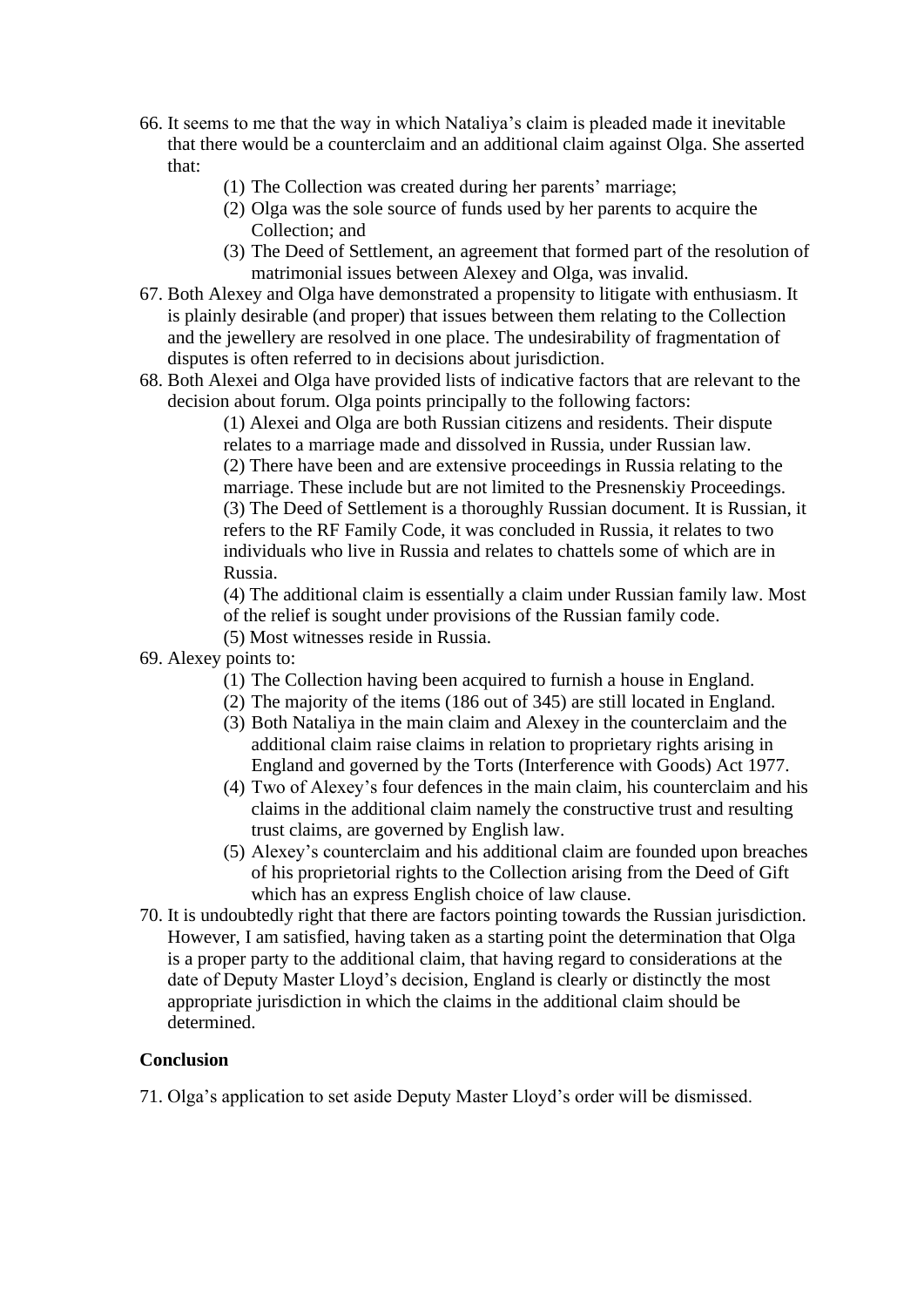66. It seems to me that the way in which Nataliya's claim is pleaded made it inevitable that there would be a counterclaim and an additional claim against Olga. She asserted that:
    (1) The Collection was created during her parents' marriage;
    (2) Olga was the sole source of funds used by her parents to acquire the Collection; and
    (3) The Deed of Settlement, an agreement that formed part of the resolution of matrimonial issues between Alexey and Olga, was invalid.
67. Both Alexey and Olga have demonstrated a propensity to litigate with enthusiasm. It is plainly desirable (and proper) that issues between them relating to the Collection and the jewellery are resolved in one place. The undesirability of fragmentation of disputes is often referred to in decisions about jurisdiction.
68. Both Alexei and Olga have provided lists of indicative factors that are relevant to the decision about forum. Olga points principally to the following factors:

    (1) Alexei and Olga are both Russian citizens and residents. Their dispute relates to a marriage made and dissolved in Russia, under Russian law.

    (2) There have been and are extensive proceedings in Russia relating to the marriage. These include but are not limited to the Presnenskiy Proceedings.

    (3) The Deed of Settlement is a thoroughly Russian document. It is Russian, it refers to the RF Family Code, it was concluded in Russia, it relates to two individuals who live in Russia and relates to chattels some of which are in Russia.

    (4) The additional claim is essentially a claim under Russian family law. Most of the relief is sought under provisions of the Russian family code.

    (5) Most witnesses reside in Russia.
69. Alexey points to:
    (1) The Collection having been acquired to furnish a house in England.
    (2) The majority of the items (186 out of 345) are still located in England.
    (3) Both Nataliya in the main claim and Alexey in the counterclaim and the additional claim raise claims in relation to proprietary rights arising in England and governed by the Torts (Interference with Goods) Act 1977.
    (4) Two of Alexey's four defences in the main claim, his counterclaim and his claims in the additional claim namely the constructive trust and resulting trust claims, are governed by English law.
    (5) Alexey's counterclaim and his additional claim are founded upon breaches of his proprietorial rights to the Collection arising from the Deed of Gift which has an express English choice of law clause.
70. It is undoubtedly right that there are factors pointing towards the Russian jurisdiction. However, I am satisfied, having taken as a starting point the determination that Olga is a proper party to the additional claim, that having regard to considerations at the date of Deputy Master Lloyd's decision, England is clearly or distinctly the most appropriate jurisdiction in which the claims in the additional claim should be determined.

**Conclusion**

71. Olga's application to set aside Deputy Master Lloyd's order will be dismissed.